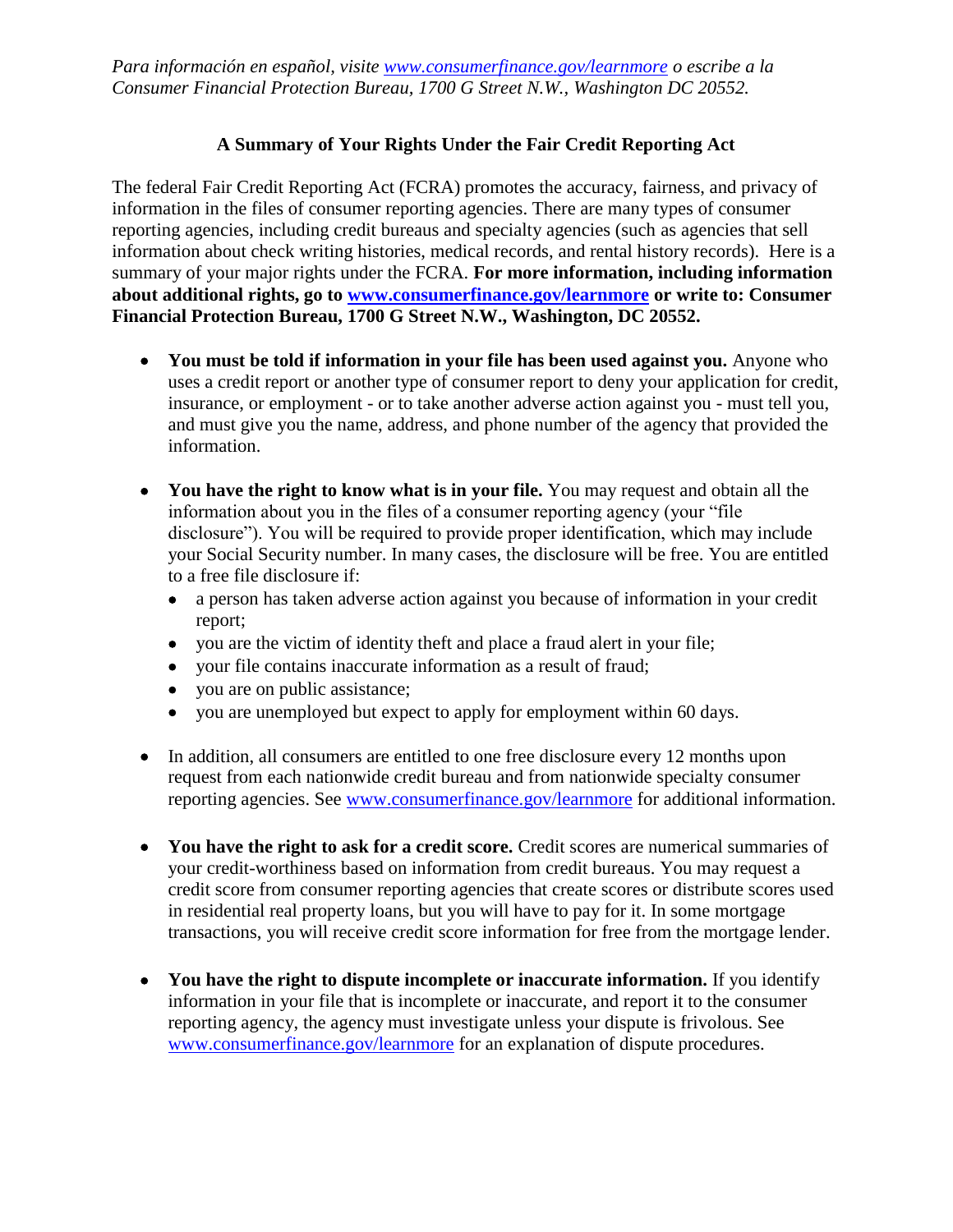*Para información en español, visite [www.consumerfinance.gov/learnmore](www.consumerfinance.gov/learnmore) o escribe a la Consumer Financial Protection Bureau, 1700 G Street N.W., Washington DC 20552.*

## A Summary of Your Rights Under the Fair Credit Reporting Act

The federal Fair Credit Reporting Act (FCRA) promotes the accuracy, fairness, and privacy of information in the files of consumer reporting agencies. There are many types of consumer reporting agencies, including credit bureaus and specialty agencies (such as agencies that sell information about check writing histories, medical records, and rental history records). Here is a summary of your major rights under the FCRA. **For more information, including information about additional rights, go to [www.consumerfinance.gov/learnmore](www.consumerfinance.gov/learnmore) or write to: Consumer Financial Protection Bureau, 1700 G Street N.W., Washington, DC 20552.**

- **You must be told if information in your file has been used against you.** Anyone who uses a credit report or another type of consumer report to deny your application for credit, insurance, or employment - or to take another adverse action against you - must tell you, and must give you the name, address, and phone number of the agency that provided the information.

- **You have the right to know what is in your file.** You may request and obtain all the information about you in the files of a consumer reporting agency (your "file disclosure"). You will be required to provide proper identification, which may include your Social Security number. In many cases, the disclosure will be free. You are entitled to a free file disclosure if:
  - a person has taken adverse action against you because of information in your credit report;
  - you are the victim of identity theft and place a fraud alert in your file;
  - your file contains inaccurate information as a result of fraud;
  - you are on public assistance;
  - you are unemployed but expect to apply for employment within 60 days.

- In addition, all consumers are entitled to one free disclosure every 12 months upon request from each nationwide credit bureau and from nationwide specialty consumer reporting agencies. See [www.consumerfinance.gov/learnmore](www.consumerfinance.gov/learnmore) for additional information.

- **You have the right to ask for a credit score.** Credit scores are numerical summaries of your credit-worthiness based on information from credit bureaus. You may request a credit score from consumer reporting agencies that create scores or distribute scores used in residential real property loans, but you will have to pay for it. In some mortgage transactions, you will receive credit score information for free from the mortgage lender.

- **You have the right to dispute incomplete or inaccurate information.** If you identify information in your file that is incomplete or inaccurate, and report it to the consumer reporting agency, the agency must investigate unless your dispute is frivolous. See [www.consumerfinance.gov/learnmore](www.consumerfinance.gov/learnmore) for an explanation of dispute procedures.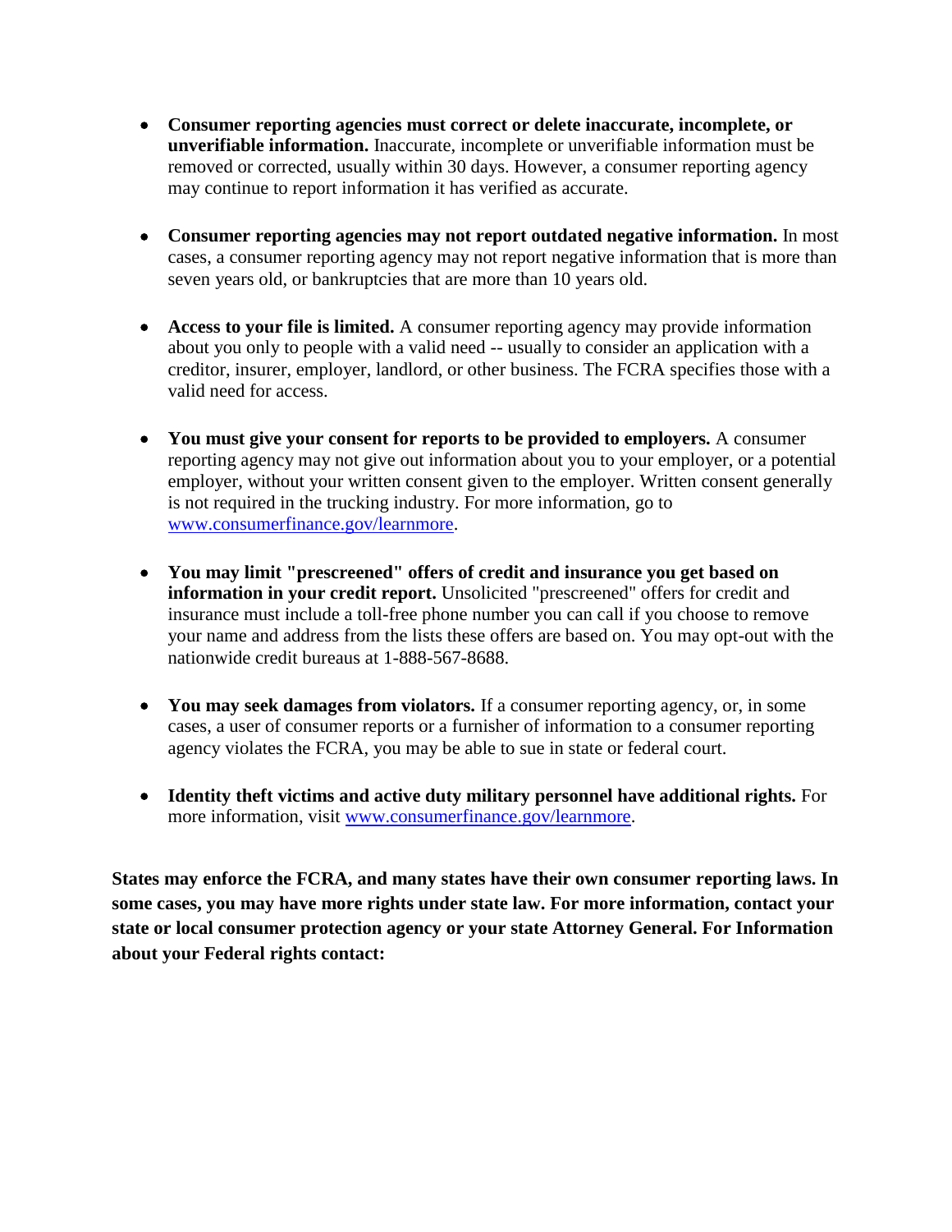- **Consumer reporting agencies must correct or delete inaccurate, incomplete, or unverifiable information.** Inaccurate, incomplete or unverifiable information must be removed or corrected, usually within 30 days. However, a consumer reporting agency may continue to report information it has verified as accurate.

- **Consumer reporting agencies may not report outdated negative information.** In most cases, a consumer reporting agency may not report negative information that is more than seven years old, or bankruptcies that are more than 10 years old.

- **Access to your file is limited.** A consumer reporting agency may provide information about you only to people with a valid need -- usually to consider an application with a creditor, insurer, employer, landlord, or other business. The FCRA specifies those with a valid need for access.

- **You must give your consent for reports to be provided to employers.** A consumer reporting agency may not give out information about you to your employer, or a potential employer, without your written consent given to the employer. Written consent generally is not required in the trucking industry. For more information, go to [www.consumerfinance.gov/learnmore](http://www.consumerfinance.gov/learnmore).

- **You may limit "prescreened" offers of credit and insurance you get based on information in your credit report.** Unsolicited "prescreened" offers for credit and insurance must include a toll-free phone number you can call if you choose to remove your name and address from the lists these offers are based on. You may opt-out with the nationwide credit bureaus at 1-888-567-8688.

- **You may seek damages from violators.** If a consumer reporting agency, or, in some cases, a user of consumer reports or a furnisher of information to a consumer reporting agency violates the FCRA, you may be able to sue in state or federal court.

- **Identity theft victims and active duty military personnel have additional rights.** For more information, visit [www.consumerfinance.gov/learnmore](http://www.consumerfinance.gov/learnmore).

**States may enforce the FCRA, and many states have their own consumer reporting laws. In some cases, you may have more rights under state law. For more information, contact your state or local consumer protection agency or your state Attorney General. For Information about your Federal rights contact:**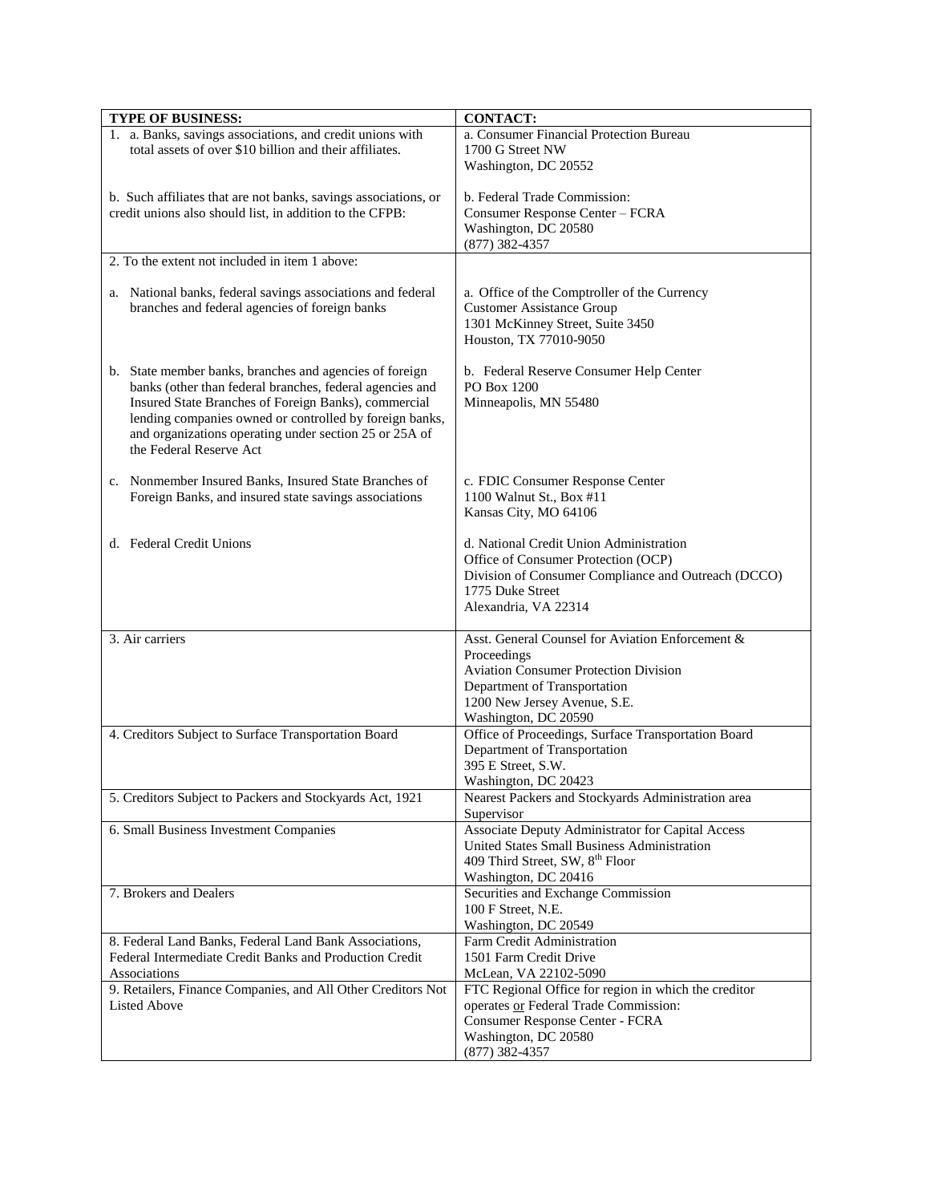| TYPE OF BUSINESS: | CONTACT: |
|---|---|
| 1. a. Banks, savings associations, and credit unions with total assets of over $10 billion and their affiliates.<br><br>b. Such affiliates that are not banks, savings associations, or credit unions also should list, in addition to the CFPB: | a. Consumer Financial Protection Bureau<br>1700 G Street NW<br>Washington, DC 20552<br><br>b. Federal Trade Commission:<br>Consumer Response Center – FCRA<br>Washington, DC 20580<br>(877) 382-4357 |
| 2. To the extent not included in item 1 above:<br><br>a. National banks, federal savings associations and federal branches and federal agencies of foreign banks<br><br>b. State member banks, branches and agencies of foreign banks (other than federal branches, federal agencies and Insured State Branches of Foreign Banks), commercial lending companies owned or controlled by foreign banks, and organizations operating under section 25 or 25A of the Federal Reserve Act<br><br>c. Nonmember Insured Banks, Insured State Branches of Foreign Banks, and insured state savings associations<br><br>d. Federal Credit Unions | <br><br>a. Office of the Comptroller of the Currency<br>Customer Assistance Group<br>1301 McKinney Street, Suite 3450<br>Houston, TX 77010-9050<br><br>b. Federal Reserve Consumer Help Center<br>PO Box 1200<br>Minneapolis, MN 55480<br><br>c. FDIC Consumer Response Center<br>1100 Walnut St., Box #11<br>Kansas City, MO 64106<br><br>d. National Credit Union Administration<br>Office of Consumer Protection (OCP)<br>Division of Consumer Compliance and Outreach (DCCO)<br>1775 Duke Street<br>Alexandria, VA 22314 |
| 3. Air carriers | Asst. General Counsel for Aviation Enforcement & Proceedings<br>Aviation Consumer Protection Division<br>Department of Transportation<br>1200 New Jersey Avenue, S.E.<br>Washington, DC 20590 |
| 4. Creditors Subject to Surface Transportation Board | Office of Proceedings, Surface Transportation Board<br>Department of Transportation<br>395 E Street, S.W.<br>Washington, DC 20423 |
| 5. Creditors Subject to Packers and Stockyards Act, 1921 | Nearest Packers and Stockyards Administration area Supervisor |
| 6. Small Business Investment Companies | Associate Deputy Administrator for Capital Access<br>United States Small Business Administration<br>409 Third Street, SW, 8th Floor<br>Washington, DC 20416 |
| 7. Brokers and Dealers | Securities and Exchange Commission<br>100 F Street, N.E.<br>Washington, DC 20549 |
| 8. Federal Land Banks, Federal Land Bank Associations, Federal Intermediate Credit Banks and Production Credit Associations | Farm Credit Administration<br>1501 Farm Credit Drive<br>McLean, VA 22102-5090 |
| 9. Retailers, Finance Companies, and All Other Creditors Not Listed Above | FTC Regional Office for region in which the creditor operates or Federal Trade Commission:<br>Consumer Response Center - FCRA<br>Washington, DC 20580<br>(877) 382-4357 |